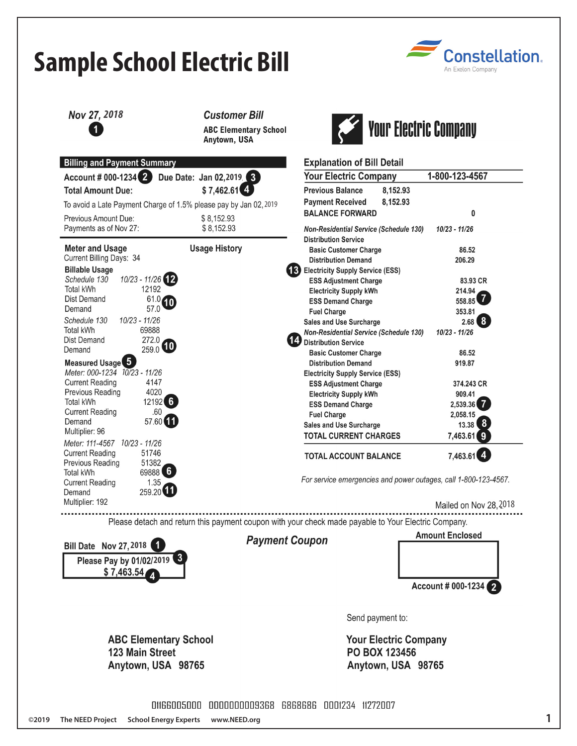# Sample School Electric Bill

Constellation. An Exelon Company

**Nov 27, 2018** (1)

*Customer Bill*
**ABC Elementary School**
**Anytown, USA**

**Your Electric Company**

## Billing and Payment Summary

| | |
|---|---|
| **Account # 000-1234** (2) | **Due Date: Jan 02, 2019** (3) |
| **Total Amount Due:** | **$ 7,462.61** (4) |

To avoid a Late Payment Charge of 1.5% please pay by Jan 02, 2019

| | |
|---|---|
| Previous Amount Due: | $ 8,152.93 |
| Payments as of Nov 27: | $ 8,152.93 |

### Meter and Usage

Current Billing Days: 34

### Usage History

**Billable Usage**

| | | |
|---|---|---|
| *Schedule 130* | *10/23 - 11/26* (12) | |
| Total kWh | 12192 | |
| Dist Demand | 61.0 (10) | |
| Demand | 57.0 | |
| *Schedule 130* | *10/23 - 11/26* | |
| Total kWh | 69888 | |
| Dist Demand | 272.0 (10) | |
| Demand | 259.0 (10) | |

**Measured Usage** (5)

| | |
|---|---|
| *Meter: 000-1234* | *10/23 - 11/26* |
| Current Reading | 4147 |
| Previous Reading | 4020 |
| Total kWh | 12192 (6) |
| Current Reading | .60 |
| Demand | 57.60 (11) |
| Multiplier: 96 | |
| *Meter: 111-4567* | *10/23 - 11/26* |
| Current Reading | 51746 |
| Previous Reading | 51382 |
| Total kWh | 69888 (6) |
| Current Reading | 1.35 |
| Demand | 259.20 (11) |
| Multiplier: 192 | |

## Explanation of Bill Detail

| **Your Electric Company** | | **1-800-123-4567** |
|---|---|---|
| Previous Balance | 8,152.93 | |
| Payment Received | 8,152.93 | |
| **BALANCE FORWARD** | | 0 |
| *Non-Residential Service (Schedule 130)* | *10/23 - 11/26* | |
| Distribution Service | | |
| Basic Customer Charge | | 86.52 |
| Distribution Demand | | 206.29 |
| (13) Electricity Supply Service (ESS) | | |
| ESS Adjustment Charge | | 83.93 CR |
| Electricity Supply kWh | | 214.94 |
| ESS Demand Charge | | 558.85 (7) |
| Fuel Charge | | 353.81 |
| Sales and Use Surcharge | | 2.68 (8) |
| *Non-Residential Service (Schedule 130)* | *10/23 - 11/26* | |
| (14) Distribution Service | | |
| Basic Customer Charge | | 86.52 |
| Distribution Demand | | 919.87 |
| Electricity Supply Service (ESS) | | |
| ESS Adjustment Charge | | 374.243 CR |
| Electricity Supply kWh | | 909.41 |
| ESS Demand Charge | | 2,539.36 (7) |
| Fuel Charge | | 2,058.15 |
| Sales and Use Surcharge | | 13.38 (8) |
| **TOTAL CURRENT CHARGES** | | **7,463.61** (9) |
| **TOTAL ACCOUNT BALANCE** | | **7,463.61** (4) |

*For service emergencies and power outages, call 1-800-123-4567.*

Mailed on Nov 28, 2018

Please detach and return this payment coupon with your check made payable to Your Electric Company.

**Bill Date Nov 27, 2018** (1)

**Please Pay by 01/02/2019** (3)
**$ 7,463.54** (4)

***Payment Coupon***

**Amount Enclosed**

**Account # 000-1234** (2)

Send payment to:

**ABC Elementary School**
**123 Main Street**
**Anytown, USA 98765**

**Your Electric Company**
**PO BOX 123456**
**Anytown, USA 98765**

0116600S000 0000000009368 6868686 0001234 11272007

©2019 The NEED Project School Energy Experts www.NEED.org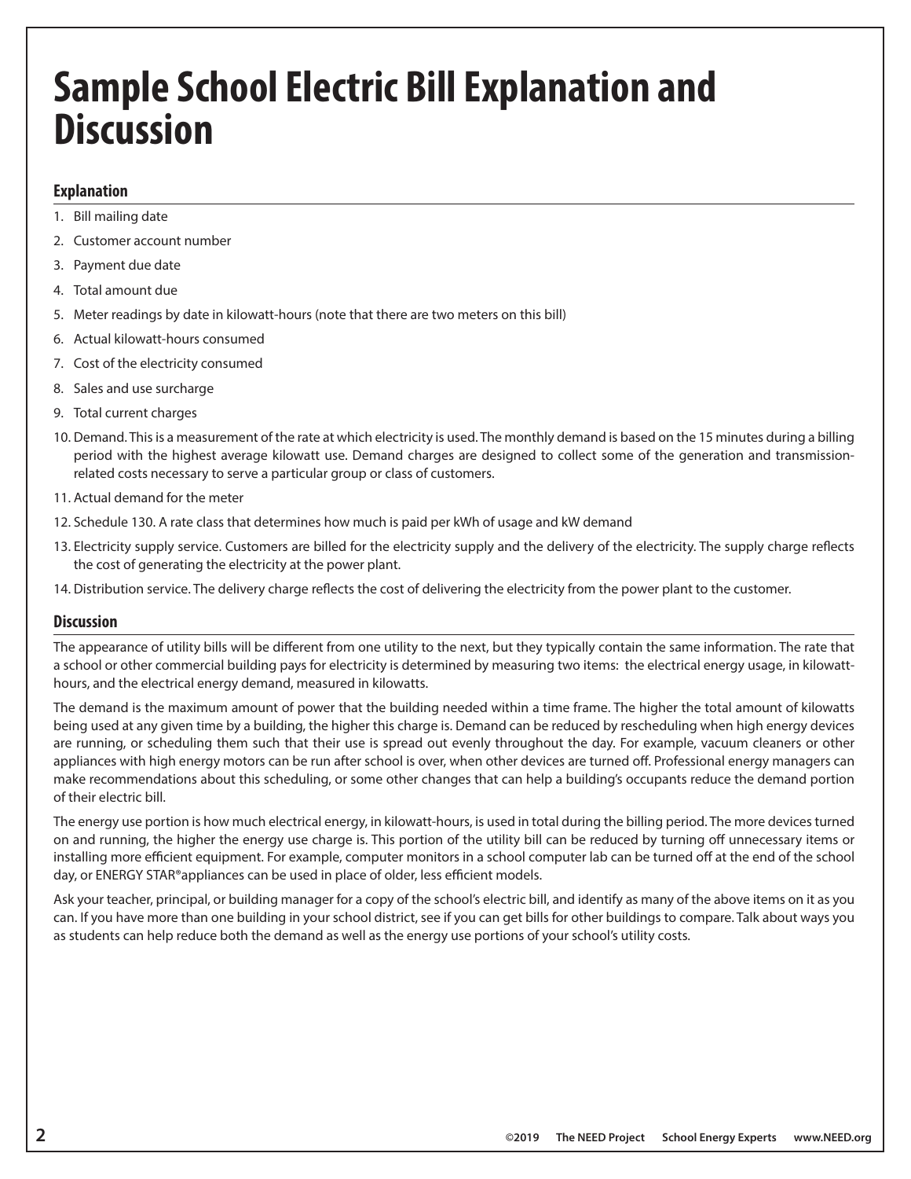# Sample School Electric Bill Explanation and Discussion

## Explanation

1. Bill mailing date
2. Customer account number
3. Payment due date
4. Total amount due
5. Meter readings by date in kilowatt-hours (note that there are two meters on this bill)
6. Actual kilowatt-hours consumed
7. Cost of the electricity consumed
8. Sales and use surcharge
9. Total current charges
10. Demand. This is a measurement of the rate at which electricity is used. The monthly demand is based on the 15 minutes during a billing period with the highest average kilowatt use. Demand charges are designed to collect some of the generation and transmission-related costs necessary to serve a particular group or class of customers.
11. Actual demand for the meter
12. Schedule 130. A rate class that determines how much is paid per kWh of usage and kW demand
13. Electricity supply service. Customers are billed for the electricity supply and the delivery of the electricity. The supply charge reflects the cost of generating the electricity at the power plant.
14. Distribution service. The delivery charge reflects the cost of delivering the electricity from the power plant to the customer.

## Discussion

The appearance of utility bills will be different from one utility to the next, but they typically contain the same information. The rate that a school or other commercial building pays for electricity is determined by measuring two items: the electrical energy usage, in kilowatt-hours, and the electrical energy demand, measured in kilowatts.

The demand is the maximum amount of power that the building needed within a time frame. The higher the total amount of kilowatts being used at any given time by a building, the higher this charge is. Demand can be reduced by rescheduling when high energy devices are running, or scheduling them such that their use is spread out evenly throughout the day. For example, vacuum cleaners or other appliances with high energy motors can be run after school is over, when other devices are turned off. Professional energy managers can make recommendations about this scheduling, or some other changes that can help a building's occupants reduce the demand portion of their electric bill.

The energy use portion is how much electrical energy, in kilowatt-hours, is used in total during the billing period. The more devices turned on and running, the higher the energy use charge is. This portion of the utility bill can be reduced by turning off unnecessary items or installing more efficient equipment. For example, computer monitors in a school computer lab can be turned off at the end of the school day, or ENERGY STAR® appliances can be used in place of older, less efficient models.

Ask your teacher, principal, or building manager for a copy of the school's electric bill, and identify as many of the above items on it as you can. If you have more than one building in your school district, see if you can get bills for other buildings to compare. Talk about ways you as students can help reduce both the demand as well as the energy use portions of your school's utility costs.